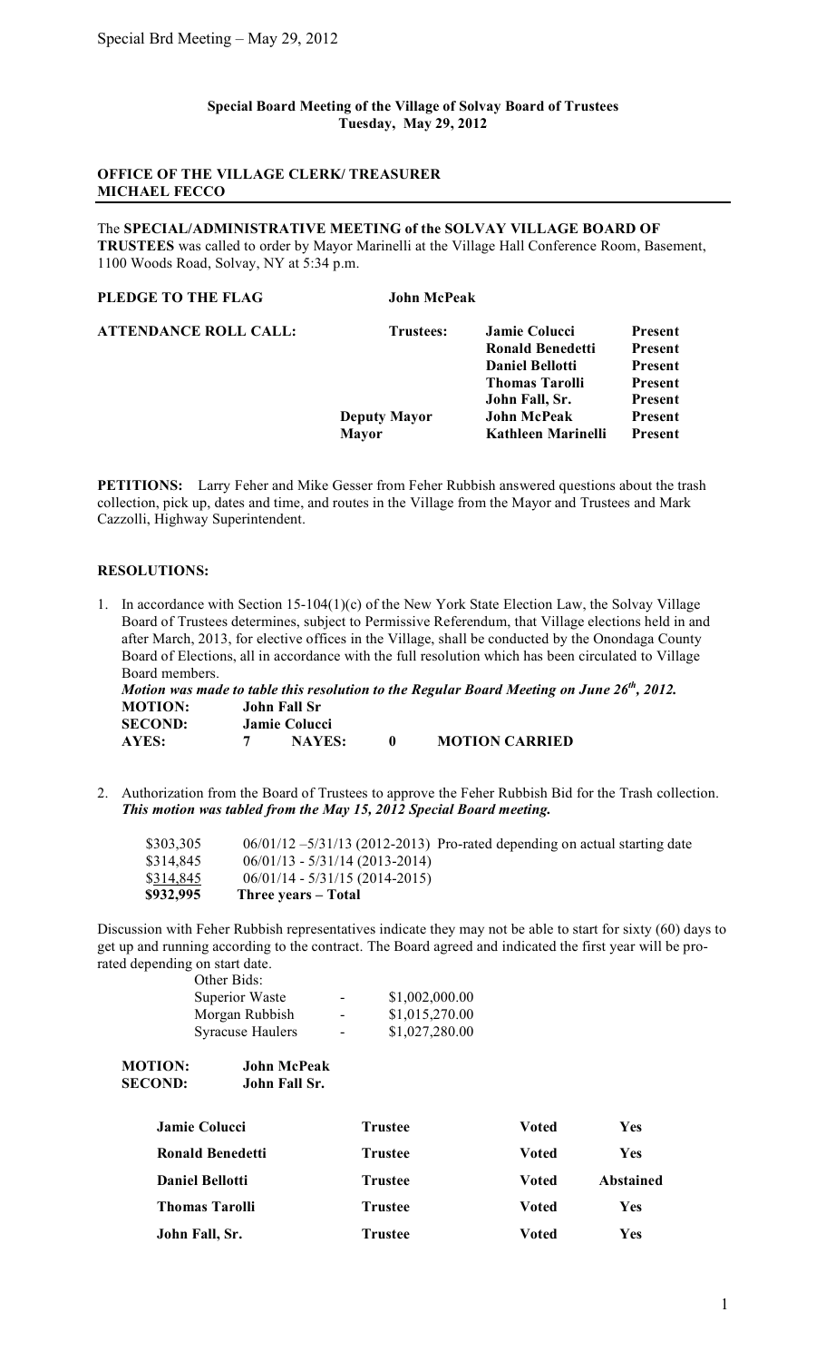**Special Board Meeting of the Village of Solvay Board of Trustees**
**Tuesday, May 29, 2012**

**OFFICE OF THE VILLAGE CLERK/ TREASURER**
**MICHAEL FECCO**

The **SPECIAL/ADMINISTRATIVE MEETING of the SOLVAY VILLAGE BOARD OF TRUSTEES** was called to order by Mayor Marinelli at the Village Hall Conference Room, Basement, 1100 Woods Road, Solvay, NY at 5:34 p.m.

**PLEDGE TO THE FLAG** — **John McPeak**

| **ATTENDANCE ROLL CALL:** | **Trustees:** | **Jamie Colucci** | **Present** |
|---|---|---|---|
| | | **Ronald Benedetti** | **Present** |
| | | **Daniel Bellotti** | **Present** |
| | | **Thomas Tarolli** | **Present** |
| | | **John Fall, Sr.** | **Present** |
| | **Deputy Mayor** | **John McPeak** | **Present** |
| | **Mayor** | **Kathleen Marinelli** | **Present** |

**PETITIONS:** Larry Feher and Mike Gesser from Feher Rubbish answered questions about the trash collection, pick up, dates and time, and routes in the Village from the Mayor and Trustees and Mark Cazzolli, Highway Superintendent.

**RESOLUTIONS:**

1. In accordance with Section 15-104(1)(c) of the New York State Election Law, the Solvay Village Board of Trustees determines, subject to Permissive Referendum, that Village elections held in and after March, 2013, for elective offices in the Village, shall be conducted by the Onondaga County Board of Elections, all in accordance with the full resolution which has been circulated to Village Board members.
   ***Motion was made to table this resolution to the Regular Board Meeting on June 26th, 2012.***

   | | | | |
   |---|---|---|---|
   | **MOTION:** | **John Fall Sr** | | |
   | **SECOND:** | **Jamie Colucci** | | |
   | **AYES:** | **7** | **NAYES:** **0** | **MOTION CARRIED** |

2. Authorization from the Board of Trustees to approve the Feher Rubbish Bid for the Trash collection. ***This motion was tabled from the May 15, 2012 Special Board meeting.***

   | | |
   |---|---|
   | $303,305 | 06/01/12 –5/31/13 (2012-2013) Pro-rated depending on actual starting date |
   | $314,845 | 06/01/13 - 5/31/14 (2013-2014) |
   | $314,845 | 06/01/14 - 5/31/15 (2014-2015) |
   | **$932,995** | **Three years – Total** |

Discussion with Feher Rubbish representatives indicate they may not be able to start for sixty (60) days to get up and running according to the contract. The Board agreed and indicated the first year will be pro-rated depending on start date.

Other Bids:

| | | |
|---|---|---|
| Superior Waste | - | $1,002,000.00 |
| Morgan Rubbish | - | $1,015,270.00 |
| Syracuse Haulers | - | $1,027,280.00 |

**MOTION:** **John McPeak**
**SECOND:** **John Fall Sr.**

| | | | |
|---|---|---|---|
| **Jamie Colucci** | **Trustee** | **Voted** | **Yes** |
| **Ronald Benedetti** | **Trustee** | **Voted** | **Yes** |
| **Daniel Bellotti** | **Trustee** | **Voted** | **Abstained** |
| **Thomas Tarolli** | **Trustee** | **Voted** | **Yes** |
| **John Fall, Sr.** | **Trustee** | **Voted** | **Yes** |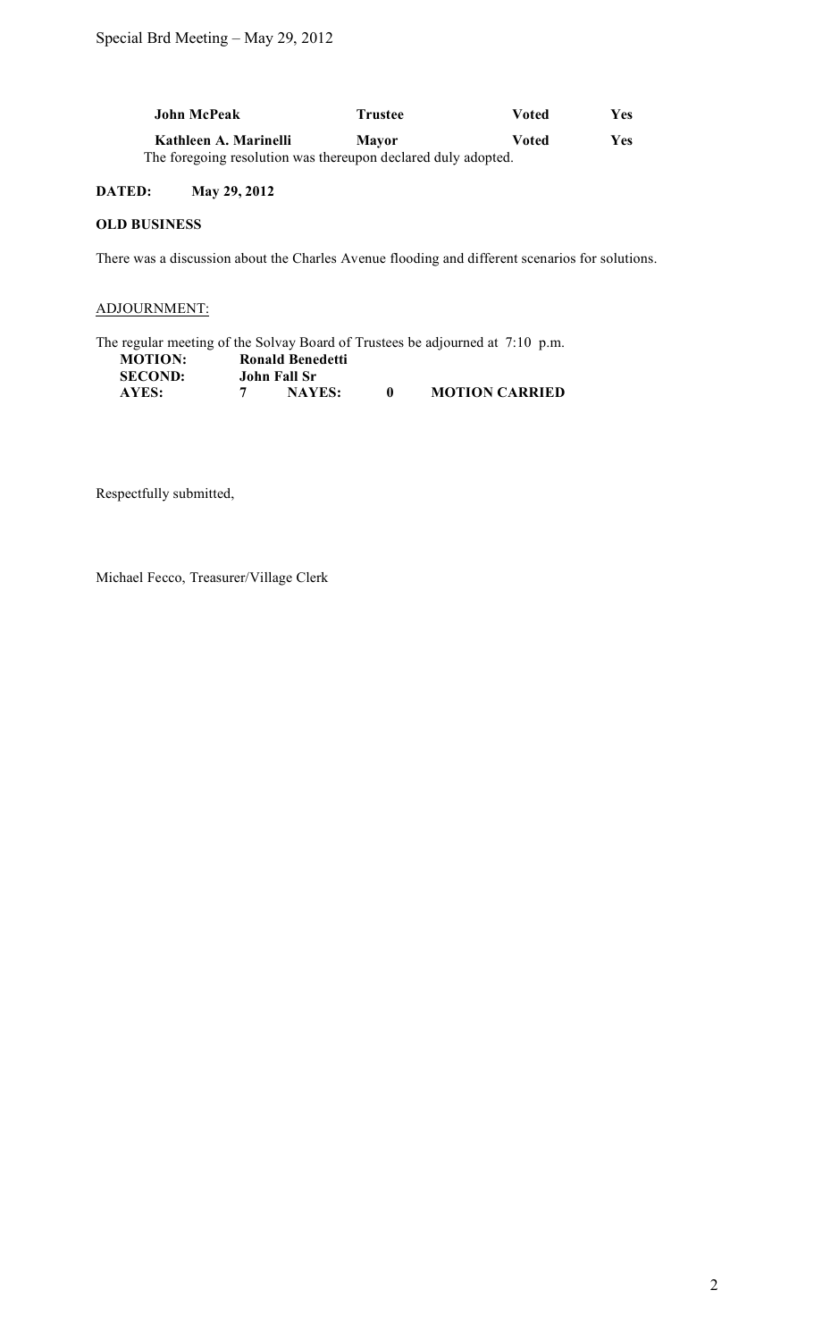| | | | |
|---|---|---|---|
| **John McPeak** | **Trustee** | **Voted** | **Yes** |
| **Kathleen A. Marinelli** | **Mayor** | **Voted** | **Yes** |

The foregoing resolution was thereupon declared duly adopted.

**DATED: May 29, 2012**

**OLD BUSINESS**

There was a discussion about the Charles Avenue flooding and different scenarios for solutions.

ADJOURNMENT:

The regular meeting of the Solvay Board of Trustees be adjourned at 7:10 p.m.

**MOTION:** **Ronald Benedetti**
**SECOND:** **John Fall Sr**
**AYES:** **7** **NAYES:** **0** **MOTION CARRIED**

Respectfully submitted,

Michael Fecco, Treasurer/Village Clerk